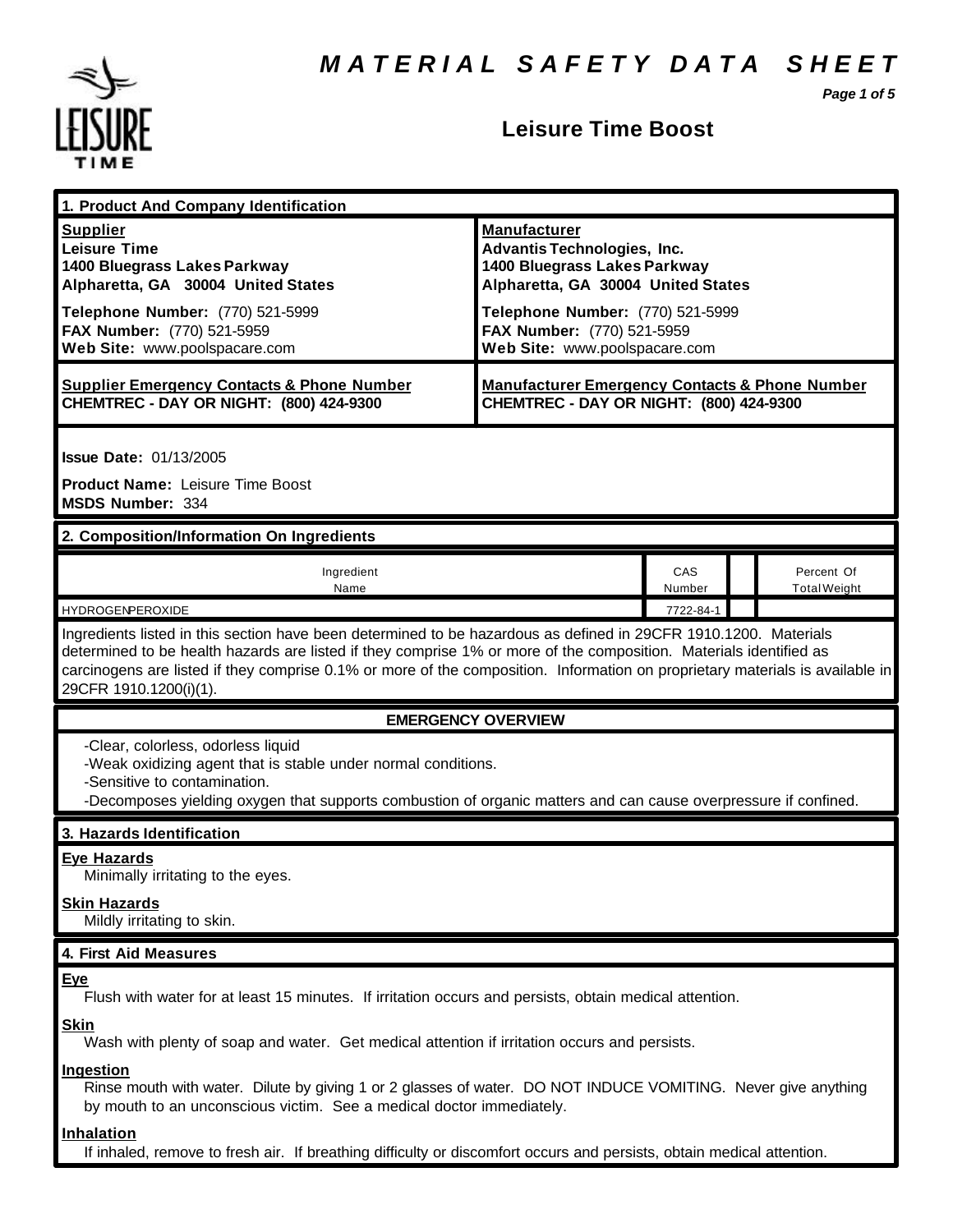# MATERIAL SAFETY DATA SHEET

## Leisure Time Boost

### 1. Product And Company Identification

**Supplier**
**Leisure Time**
**1400 Bluegrass Lakes Parkway**
**Alpharetta, GA 30004 United States**

**Telephone Number:** (770) 521-5999
**FAX Number:** (770) 521-5959
**Web Site:** www.poolspacare.com

**Manufacturer**
**Advantis Technologies, Inc.**
**1400 Bluegrass Lakes Parkway**
**Alpharetta, GA 30004 United States**

**Telephone Number:** (770) 521-5999
**FAX Number:** (770) 521-5959
**Web Site:** www.poolspacare.com

**Supplier Emergency Contacts & Phone Number**
**CHEMTREC - DAY OR NIGHT: (800) 424-9300**

**Manufacturer Emergency Contacts & Phone Number**
**CHEMTREC - DAY OR NIGHT: (800) 424-9300**

**Issue Date:** 01/13/2005

**Product Name:** Leisure Time Boost
**MSDS Number:** 334

### 2. Composition/Information On Ingredients

| Ingredient Name | CAS Number | | Percent Of Total Weight |
|---|---|---|---|
| HYDROGENPEROXIDE | 7722-84-1 | | |

Ingredients listed in this section have been determined to be hazardous as defined in 29CFR 1910.1200. Materials determined to be health hazards are listed if they comprise 1% or more of the composition. Materials identified as carcinogens are listed if they comprise 0.1% or more of the composition. Information on proprietary materials is available in 29CFR 1910.1200(i)(1).

### EMERGENCY OVERVIEW

- Clear, colorless, odorless liquid
- Weak oxidizing agent that is stable under normal conditions.
- Sensitive to contamination.
- Decomposes yielding oxygen that supports combustion of organic matters and can cause overpressure if confined.

### 3. Hazards Identification

**Eye Hazards**
Minimally irritating to the eyes.

**Skin Hazards**
Mildly irritating to skin.

### 4. First Aid Measures

**Eye**
Flush with water for at least 15 minutes. If irritation occurs and persists, obtain medical attention.

**Skin**
Wash with plenty of soap and water. Get medical attention if irritation occurs and persists.

**Ingestion**
Rinse mouth with water. Dilute by giving 1 or 2 glasses of water. DO NOT INDUCE VOMITING. Never give anything by mouth to an unconscious victim. See a medical doctor immediately.

**Inhalation**
If inhaled, remove to fresh air. If breathing difficulty or discomfort occurs and persists, obtain medical attention.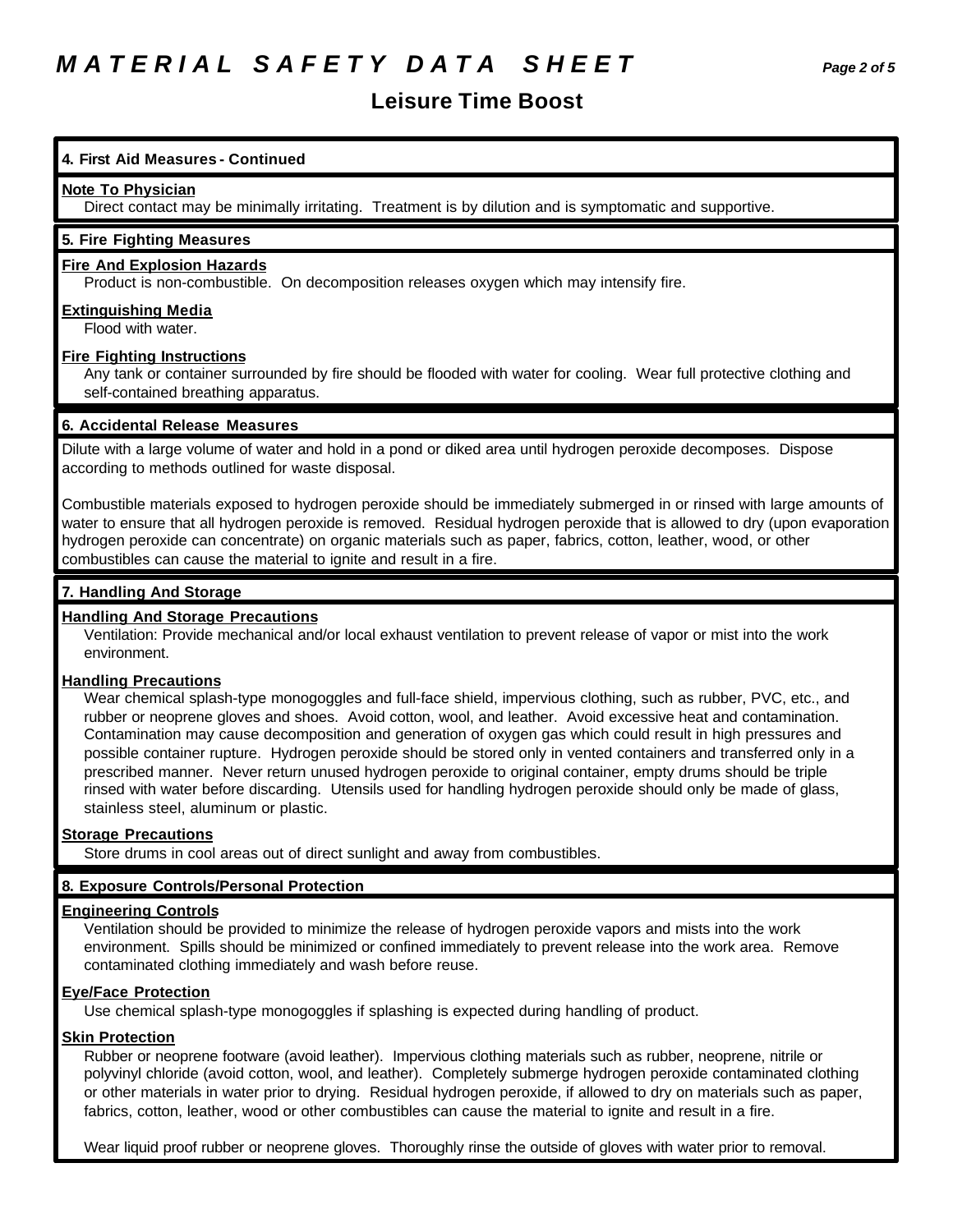## 4. First Aid Measures - Continued

**Note To Physician**

Direct contact may be minimally irritating. Treatment is by dilution and is symptomatic and supportive.

## 5. Fire Fighting Measures

**Fire And Explosion Hazards**

Product is non-combustible. On decomposition releases oxygen which may intensify fire.

**Extinguishing Media**

Flood with water.

**Fire Fighting Instructions**

Any tank or container surrounded by fire should be flooded with water for cooling. Wear full protective clothing and self-contained breathing apparatus.

## 6. Accidental Release Measures

Dilute with a large volume of water and hold in a pond or diked area until hydrogen peroxide decomposes. Dispose according to methods outlined for waste disposal.

Combustible materials exposed to hydrogen peroxide should be immediately submerged in or rinsed with large amounts of water to ensure that all hydrogen peroxide is removed. Residual hydrogen peroxide that is allowed to dry (upon evaporation hydrogen peroxide can concentrate) on organic materials such as paper, fabrics, cotton, leather, wood, or other combustibles can cause the material to ignite and result in a fire.

## 7. Handling And Storage

**Handling And Storage Precautions**

Ventilation: Provide mechanical and/or local exhaust ventilation to prevent release of vapor or mist into the work environment.

**Handling Precautions**

Wear chemical splash-type monogoggles and full-face shield, impervious clothing, such as rubber, PVC, etc., and rubber or neoprene gloves and shoes. Avoid cotton, wool, and leather. Avoid excessive heat and contamination. Contamination may cause decomposition and generation of oxygen gas which could result in high pressures and possible container rupture. Hydrogen peroxide should be stored only in vented containers and transferred only in a prescribed manner. Never return unused hydrogen peroxide to original container, empty drums should be triple rinsed with water before discarding. Utensils used for handling hydrogen peroxide should only be made of glass, stainless steel, aluminum or plastic.

**Storage Precautions**

Store drums in cool areas out of direct sunlight and away from combustibles.

## 8. Exposure Controls/Personal Protection

**Engineering Controls**

Ventilation should be provided to minimize the release of hydrogen peroxide vapors and mists into the work environment. Spills should be minimized or confined immediately to prevent release into the work area. Remove contaminated clothing immediately and wash before reuse.

**Eye/Face Protection**

Use chemical splash-type monogoggles if splashing is expected during handling of product.

**Skin Protection**

Rubber or neoprene footware (avoid leather). Impervious clothing materials such as rubber, neoprene, nitrile or polyvinyl chloride (avoid cotton, wool, and leather). Completely submerge hydrogen peroxide contaminated clothing or other materials in water prior to drying. Residual hydrogen peroxide, if allowed to dry on materials such as paper, fabrics, cotton, leather, wood or other combustibles can cause the material to ignite and result in a fire.

Wear liquid proof rubber or neoprene gloves. Thoroughly rinse the outside of gloves with water prior to removal.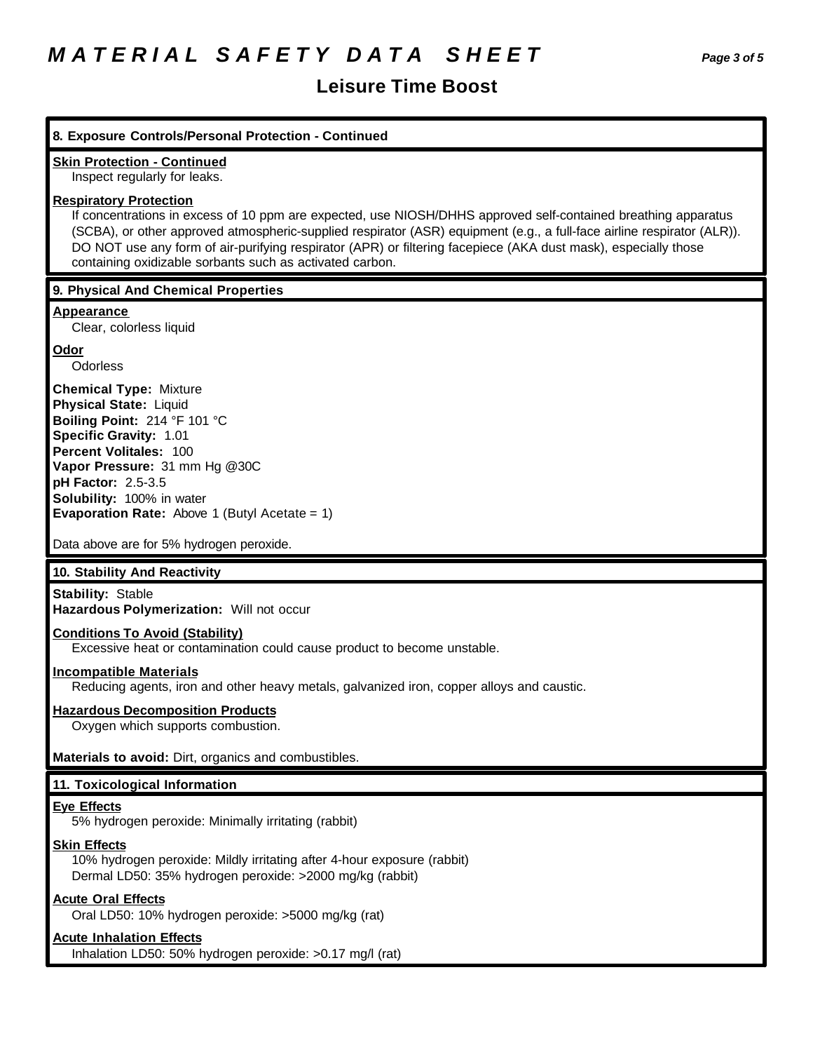## 8. Exposure Controls/Personal Protection - Continued

**Skin Protection - Continued**

Inspect regularly for leaks.

**Respiratory Protection**

If concentrations in excess of 10 ppm are expected, use NIOSH/DHHS approved self-contained breathing apparatus (SCBA), or other approved atmospheric-supplied respirator (ASR) equipment (e.g., a full-face airline respirator (ALR)). DO NOT use any form of air-purifying respirator (APR) or filtering facepiece (AKA dust mask), especially those containing oxidizable sorbants such as activated carbon.

## 9. Physical And Chemical Properties

**Appearance**

Clear, colorless liquid

**Odor**

Odorless

**Chemical Type:** Mixture
**Physical State:** Liquid
**Boiling Point:** 214 °F 101 °C
**Specific Gravity:** 1.01
**Percent Volitales:** 100
**Vapor Pressure:** 31 mm Hg @30C
**pH Factor:** 2.5-3.5
**Solubility:** 100% in water
**Evaporation Rate:** Above 1 (Butyl Acetate = 1)

Data above are for 5% hydrogen peroxide.

## 10. Stability And Reactivity

**Stability:** Stable
**Hazardous Polymerization:** Will not occur

**Conditions To Avoid (Stability)**

Excessive heat or contamination could cause product to become unstable.

**Incompatible Materials**

Reducing agents, iron and other heavy metals, galvanized iron, copper alloys and caustic.

**Hazardous Decomposition Products**

Oxygen which supports combustion.

**Materials to avoid:** Dirt, organics and combustibles.

## 11. Toxicological Information

**Eye Effects**

5% hydrogen peroxide: Minimally irritating (rabbit)

**Skin Effects**

10% hydrogen peroxide: Mildly irritating after 4-hour exposure (rabbit)
Dermal LD50: 35% hydrogen peroxide: >2000 mg/kg (rabbit)

**Acute Oral Effects**

Oral LD50: 10% hydrogen peroxide: >5000 mg/kg (rat)

**Acute Inhalation Effects**

Inhalation LD50: 50% hydrogen peroxide: >0.17 mg/l (rat)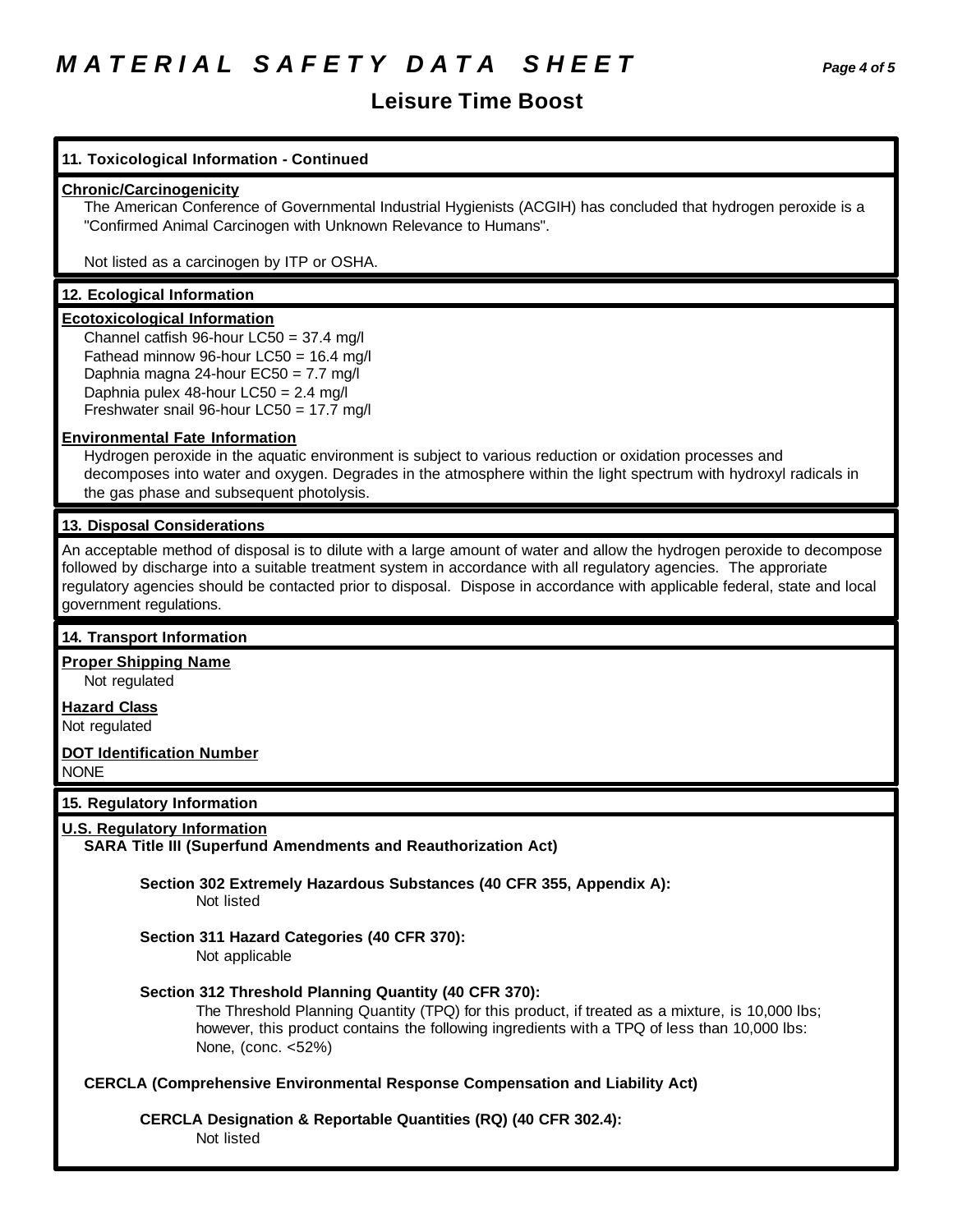# MATERIAL SAFETY DATA SHEET

## Leisure Time Boost

### 11. Toxicological Information - Continued

**Chronic/Carcinogenicity**

The American Conference of Governmental Industrial Hygienists (ACGIH) has concluded that hydrogen peroxide is a "Confirmed Animal Carcinogen with Unknown Relevance to Humans".

Not listed as a carcinogen by ITP or OSHA.

### 12. Ecological Information

**Ecotoxicological Information**

Channel catfish 96-hour LC50 = 37.4 mg/l
Fathead minnow 96-hour LC50 = 16.4 mg/l
Daphnia magna 24-hour EC50 = 7.7 mg/l
Daphnia pulex 48-hour LC50 = 2.4 mg/l
Freshwater snail 96-hour LC50 = 17.7 mg/l

**Environmental Fate Information**

Hydrogen peroxide in the aquatic environment is subject to various reduction or oxidation processes and decomposes into water and oxygen. Degrades in the atmosphere within the light spectrum with hydroxyl radicals in the gas phase and subsequent photolysis.

### 13. Disposal Considerations

An acceptable method of disposal is to dilute with a large amount of water and allow the hydrogen peroxide to decompose followed by discharge into a suitable treatment system in accordance with all regulatory agencies. The approriate regulatory agencies should be contacted prior to disposal. Dispose in accordance with applicable federal, state and local government regulations.

### 14. Transport Information

**Proper Shipping Name**

Not regulated

**Hazard Class**

Not regulated

**DOT Identification Number**

NONE

### 15. Regulatory Information

**U.S. Regulatory Information**

**SARA Title III (Superfund Amendments and Reauthorization Act)**

**Section 302 Extremely Hazardous Substances (40 CFR 355, Appendix A):**
Not listed

**Section 311 Hazard Categories (40 CFR 370):**
Not applicable

**Section 312 Threshold Planning Quantity (40 CFR 370):**
The Threshold Planning Quantity (TPQ) for this product, if treated as a mixture, is 10,000 lbs; however, this product contains the following ingredients with a TPQ of less than 10,000 lbs: None, (conc. <52%)

**CERCLA (Comprehensive Environmental Response Compensation and Liability Act)**

**CERCLA Designation & Reportable Quantities (RQ) (40 CFR 302.4):**
Not listed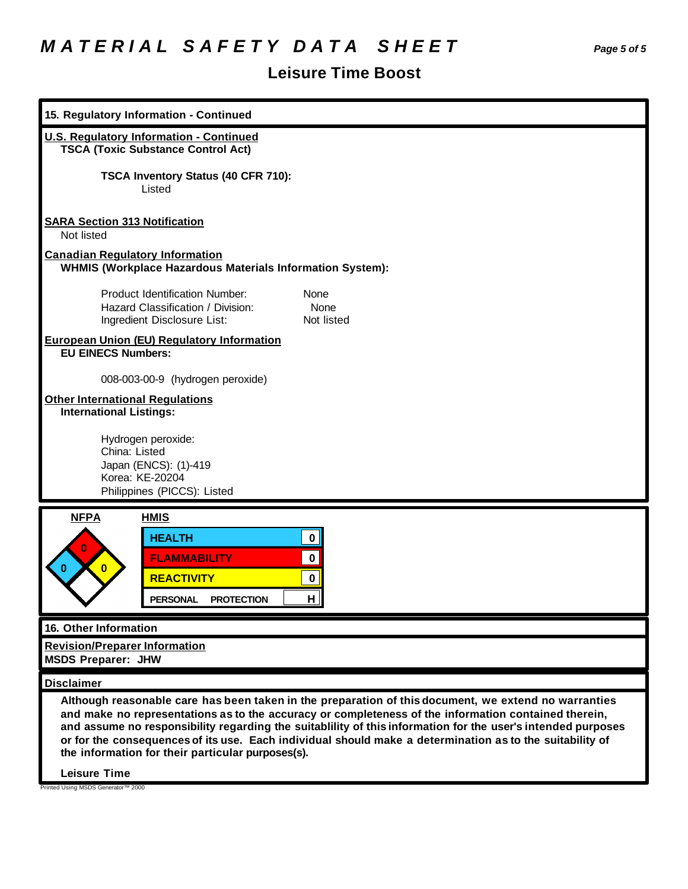# MATERIAL SAFETY DATA SHEET

## Leisure Time Boost

### 15. Regulatory Information - Continued

**U.S. Regulatory Information - Continued**

**TSCA (Toxic Substance Control Act)**

**TSCA Inventory Status (40 CFR 710):**
Listed

**SARA Section 313 Notification**

Not listed

**Canadian Regulatory Information**

**WHMIS (Workplace Hazardous Materials Information System):**

| | |
|---|---|
| Product Identification Number: | None |
| Hazard Classification / Division: | None |
| Ingredient Disclosure List: | Not listed |

**European Union (EU) Regulatory Information**

**EU EINECS Numbers:**

008-003-00-9 (hydrogen peroxide)

**Other International Regulations**

**International Listings:**

Hydrogen peroxide:
China: Listed
Japan (ENCS): (1)-419
Korea: KE-20204
Philippines (PICCS): Listed

**NFPA**

Flammability: 0
Health: 0
Reactivity: 0

**HMIS**

| | |
|---|---|
| HEALTH | 0 |
| FLAMMABILITY | 0 |
| REACTIVITY | 0 |
| PERSONAL PROTECTION | H |

### 16. Other Information

**Revision/Preparer Information**

**MSDS Preparer: JHW**

**Disclaimer**

**Although reasonable care has been taken in the preparation of this document, we extend no warranties and make no representations as to the accuracy or completeness of the information contained therein, and assume no responsibility regarding the suitablility of this information for the user's intended purposes or for the consequences of its use. Each individual should make a determination as to the suitability of the information for their particular purposes(s).**

**Leisure Time**

Printed Using MSDS Generator™ 2000